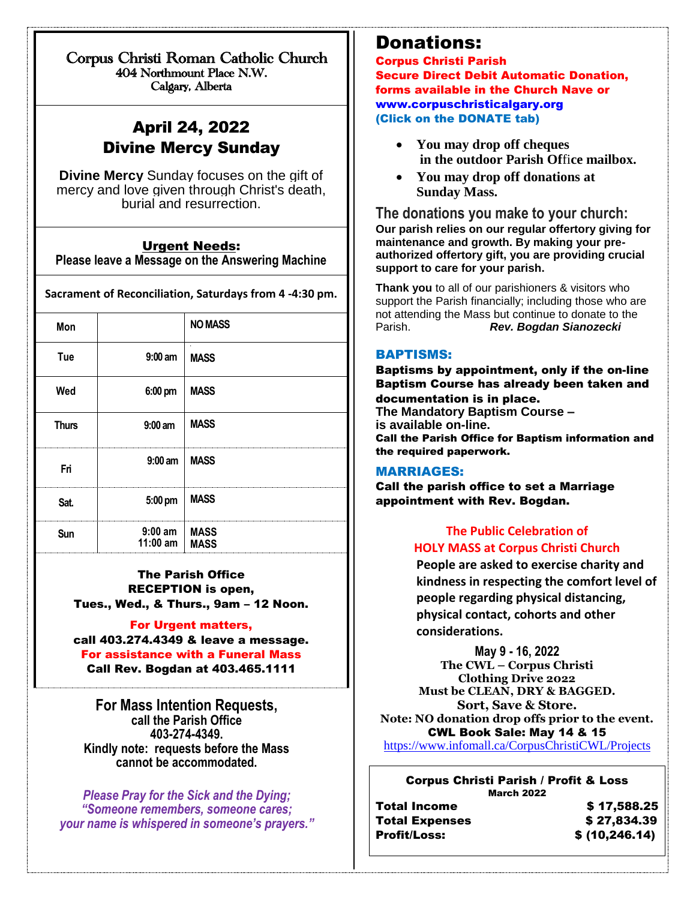# Corpus Christi Roman Catholic Church

404 Northmount Place N.W.
Calgary, Alberta

## April 24, 2022
## Divine Mercy Sunday

**Divine Mercy** Sunday focuses on the gift of mercy and love given through Christ's death, burial and resurrection.

**Urgent Needs:**
**Please leave a Message on the Answering Machine**

**Sacrament of Reconciliation, Saturdays from 4 -4:30 pm.**

| Mon | | NO MASS |
|---|---|---|
| Tue | 9:00 am | MASS |
| Wed | 6:00 pm | MASS |
| Thurs | 9:00 am | MASS |
| Fri | 9:00 am | MASS |
| Sat. | 5:00 pm | MASS |
| Sun | 9:00 am<br>11:00 am | MASS<br>MASS |

**The Parish Office RECEPTION is open, Tues., Wed., & Thurs., 9am – 12 Noon.**

**For Urgent matters,**
**call 403.274.4349 & leave a message.**
**For assistance with a Funeral Mass**
**Call Rev. Bogdan at 403.465.1111**

**For Mass Intention Requests,**
**call the Parish Office**
**403-274-4349.**
**Kindly note: requests before the Mass cannot be accommodated.**

*Please Pray for the Sick and the Dying;*
*"Someone remembers, someone cares;*
*your name is whispered in someone's prayers."*

## Donations:

**Corpus Christi Parish**
**Secure Direct Debit Automatic Donation, forms available in the Church Nave or www.corpuschristicalgary.org (Click on the DONATE tab)**

- **You may drop off cheques in the outdoor Parish Office mailbox.**
- **You may drop off donations at Sunday Mass.**

### The donations you make to your church:

**Our parish relies on our regular offertory giving for maintenance and growth. By making your pre-authorized offertory gift, you are providing crucial support to care for your parish.**

**Thank you** to all of our parishioners & visitors who support the Parish financially; including those who are not attending the Mass but continue to donate to the Parish. ***Rev. Bogdan Sianozecki***

### BAPTISMS:

**Baptisms by appointment, only if the on-line Baptism Course has already been taken and documentation is in place.**
**The Mandatory Baptism Course – is available on-line.**
**Call the Parish Office for Baptism information and the required paperwork.**

### MARRIAGES:

**Call the parish office to set a Marriage appointment with Rev. Bogdan.**

**The Public Celebration of HOLY MASS at Corpus Christi Church**

**People are asked to exercise charity and kindness in respecting the comfort level of people regarding physical distancing, physical contact, cohorts and other considerations.**

**May 9 - 16, 2022**
**The CWL – Corpus Christi Clothing Drive 2022**
**Must be CLEAN, DRY & BAGGED.**
**Sort, Save & Store.**
**Note: NO donation drop offs prior to the event.**
**CWL Book Sale: May 14 & 15**
https://www.infomall.ca/CorpusChristiCWL/Projects

**Corpus Christi Parish / Profit & Loss**
**March 2022**

| | |
|---|---|
| **Total Income** | **$ 17,588.25** |
| **Total Expenses** | **$ 27,834.39** |
| **Profit/Loss:** | **$ (10,246.14)** |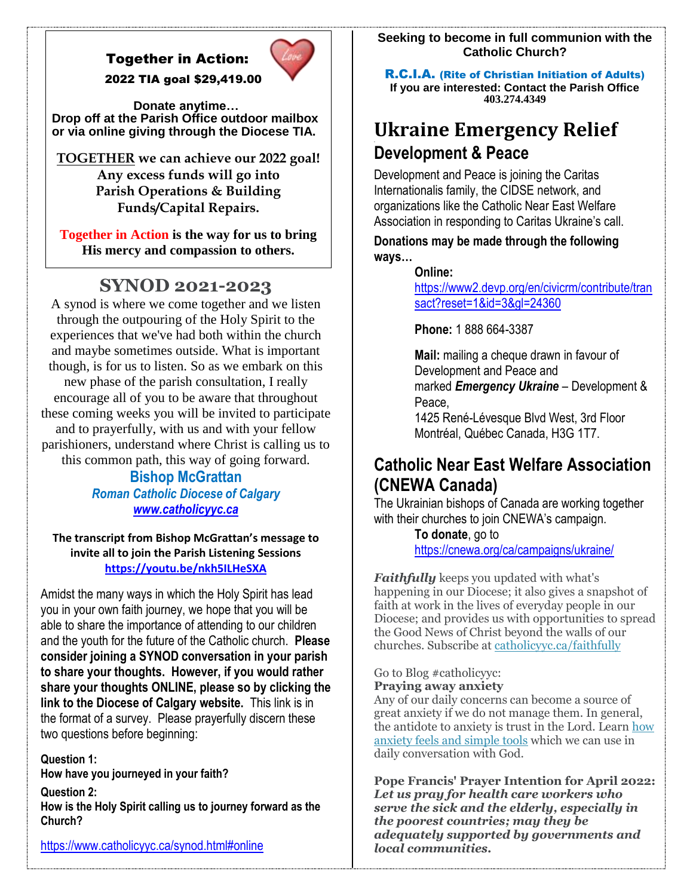## Together in Action:

**2022 TIA goal $29,419.00**

**Donate anytime…**
**Drop off at the Parish Office outdoor mailbox or via online giving through the Diocese TIA.**

**TOGETHER we can achieve our 2022 goal! Any excess funds will go into Parish Operations & Building Funds/Capital Repairs.**

**Together in Action is the way for us to bring His mercy and compassion to others.**

## SYNOD 2021-2023

A synod is where we come together and we listen through the outpouring of the Holy Spirit to the experiences that we've had both within the church and maybe sometimes outside. What is important though, is for us to listen. So as we embark on this new phase of the parish consultation, I really encourage all of you to be aware that throughout these coming weeks you will be invited to participate and to prayerfully, with us and with your fellow parishioners, understand where Christ is calling us to this common path, this way of going forward.

**Bishop McGrattan**
*Roman Catholic Diocese of Calgary*
*www.catholicyyc.ca*

**The transcript from Bishop McGrattan's message to invite all to join the Parish Listening Sessions**
**https://youtu.be/nkh5ILHeSXA**

Amidst the many ways in which the Holy Spirit has lead you in your own faith journey, we hope that you will be able to share the importance of attending to our children and the youth for the future of the Catholic church. **Please consider joining a SYNOD conversation in your parish to share your thoughts. However, if you would rather share your thoughts ONLINE, please so by clicking the link to the Diocese of Calgary website.** This link is in the format of a survey. Please prayerfully discern these two questions before beginning:

**Question 1:**
**How have you journeyed in your faith?**

**Question 2:**
**How is the Holy Spirit calling us to journey forward as the Church?**

https://www.catholicyyc.ca/synod.html#online

**Seeking to become in full communion with the Catholic Church?**

**R.C.I.A. (Rite of Christian Initiation of Adults)**
**If you are interested: Contact the Parish Office**
**403.274.4349**

# Ukraine Emergency Relief

## Development & Peace

Development and Peace is joining the Caritas Internationalis family, the CIDSE network, and organizations like the Catholic Near East Welfare Association in responding to Caritas Ukraine's call.

**Donations may be made through the following ways…**

**Online:**
https://www2.devp.org/en/civicrm/contribute/transact?reset=1&id=3&gl=24360

**Phone:** 1 888 664-3387

**Mail:** mailing a cheque drawn in favour of Development and Peace and marked ***Emergency Ukraine*** – Development & Peace,
1425 René-Lévesque Blvd West, 3rd Floor
Montréal, Québec Canada, H3G 1T7.

## Catholic Near East Welfare Association (CNEWA Canada)

The Ukrainian bishops of Canada are working together with their churches to join CNEWA's campaign.

**To donate**, go to
https://cnewa.org/ca/campaigns/ukraine/

***Faithfully*** keeps you updated with what's happening in our Diocese; it also gives a snapshot of faith at work in the lives of everyday people in our Diocese; and provides us with opportunities to spread the Good News of Christ beyond the walls of our churches. Subscribe at catholicyyc.ca/faithfully

Go to Blog #catholicyyc:
**Praying away anxiety**
Any of our daily concerns can become a source of great anxiety if we do not manage them. In general, the antidote to anxiety is trust in the Lord. Learn how anxiety feels and simple tools which we can use in daily conversation with God.

**Pope Francis' Prayer Intention for April 2022:**
***Let us pray for health care workers who serve the sick and the elderly, especially in the poorest countries; may they be adequately supported by governments and local communities.***